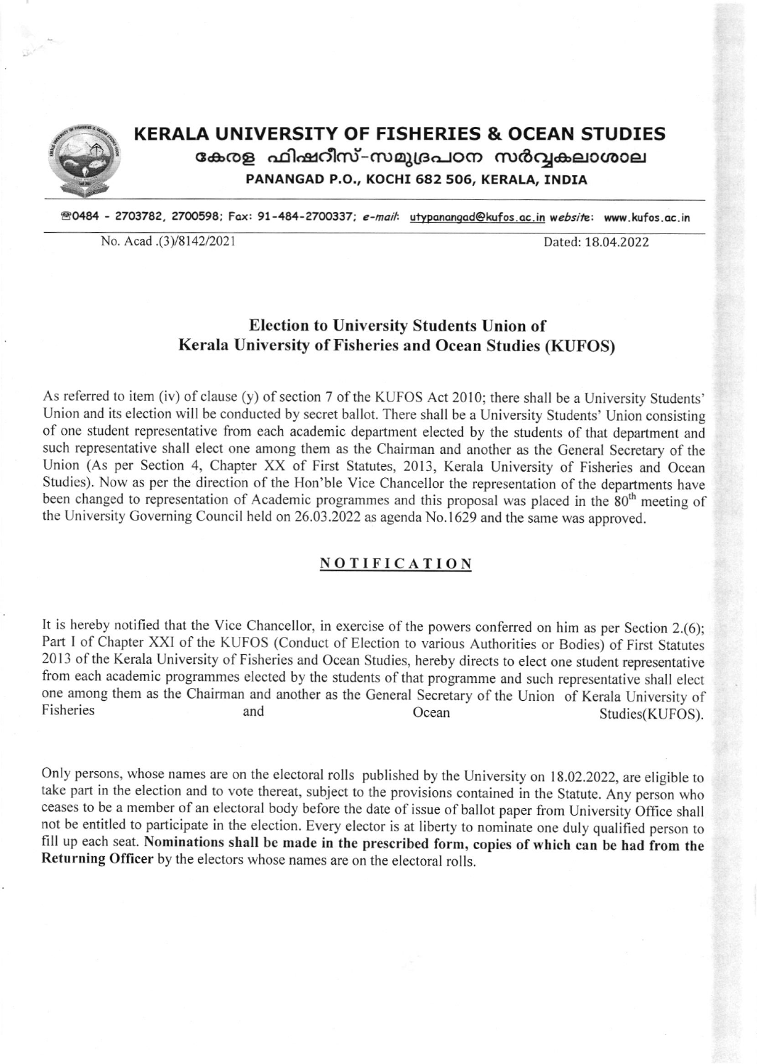# KERALA UNIVERSITY OF FISHERIES & OCEAN STUDIES

കേരള ഫിഷറീസ്-സമുദ്രപഠന സർവ്വകലാശാല

**PANANGAD P.O., KOCHI 682 506, KERALA, INDIA**

☎0484 - 2703782, 2700598; Fax: 91-484-2700337; *e-mail*: utypanangad@kufos.ac.in *website*: www.kufos.ac.in

No. Acad .(3)/8142/2021 Dated: 18.04.2022

## Election to University Students Union of Kerala University of Fisheries and Ocean Studies (KUFOS)

As referred to item (iv) of clause (y) of section 7 of the KUFOS Act 2010; there shall be a University Students' Union and its election will be conducted by secret ballot. There shall be a University Students' Union consisting of one student representative from each academic department elected by the students of that department and such representative shall elect one among them as the Chairman and another as the General Secretary of the Union (As per Section 4, Chapter XX of First Statutes, 2013, Kerala University of Fisheries and Ocean Studies). Now as per the direction of the Hon'ble Vice Chancellor the representation of the departments have been changed to representation of Academic programmes and this proposal was placed in the 80th meeting of the University Governing Council held on 26.03.2022 as agenda No.1629 and the same was approved.

## NOTIFICATION

It is hereby notified that the Vice Chancellor, in exercise of the powers conferred on him as per Section 2.(6); Part I of Chapter XXI of the KUFOS (Conduct of Election to various Authorities or Bodies) of First Statutes 2013 of the Kerala University of Fisheries and Ocean Studies, hereby directs to elect one student representative from each academic programmes elected by the students of that programme and such representative shall elect one among them as the Chairman and another as the General Secretary of the Union of Kerala University of Fisheries and Ocean Studies(KUFOS).

Only persons, whose names are on the electoral rolls published by the University on 18.02.2022, are eligible to take part in the election and to vote thereat, subject to the provisions contained in the Statute. Any person who ceases to be a member of an electoral body before the date of issue of ballot paper from University Office shall not be entitled to participate in the election. Every elector is at liberty to nominate one duly qualified person to fill up each seat. **Nominations shall be made in the prescribed form, copies of which can be had from the Returning Officer** by the electors whose names are on the electoral rolls.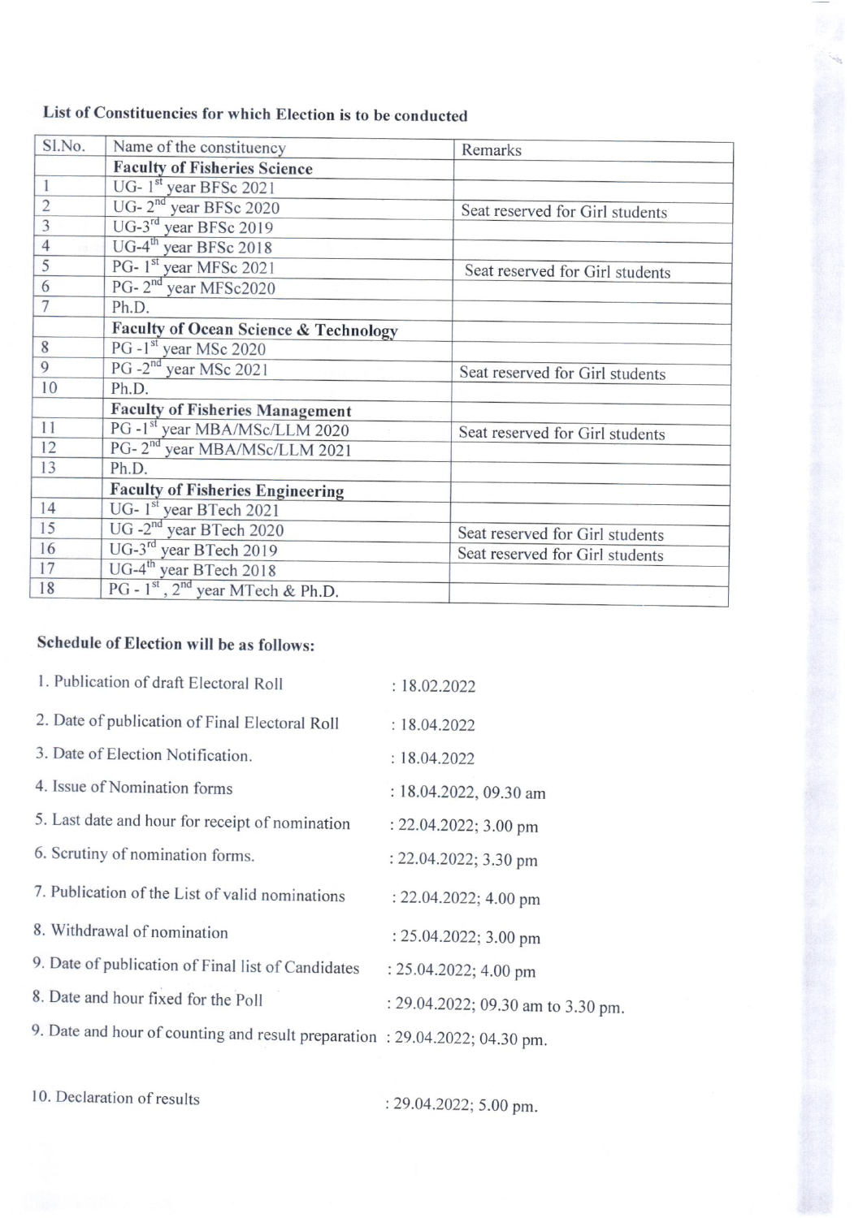**List of Constituencies for which Election is to be conducted**

| Sl.No. | Name of the constituency | Remarks |
|---|---|---|
| | **Faculty of Fisheries Science** | |
| 1 | UG- 1st year BFSc 2021 | |
| 2 | UG- 2nd year BFSc 2020 | Seat reserved for Girl students |
| 3 | UG-3rd year BFSc 2019 | |
| 4 | UG-4th year BFSc 2018 | |
| 5 | PG- 1st year MFSc 2021 | Seat reserved for Girl students |
| 6 | PG- 2nd year MFSc2020 | |
| 7 | Ph.D. | |
| | **Faculty of Ocean Science & Technology** | |
| 8 | PG -1st year MSc 2020 | |
| 9 | PG -2nd year MSc 2021 | Seat reserved for Girl students |
| 10 | Ph.D. | |
| | **Faculty of Fisheries Management** | |
| 11 | PG -1st year MBA/MSc/LLM 2020 | Seat reserved for Girl students |
| 12 | PG- 2nd year MBA/MSc/LLM 2021 | |
| 13 | Ph.D. | |
| | **Faculty of Fisheries Engineering** | |
| 14 | UG- 1st year BTech 2021 | |
| 15 | UG -2nd year BTech 2020 | Seat reserved for Girl students |
| 16 | UG-3rd year BTech 2019 | Seat reserved for Girl students |
| 17 | UG-4th year BTech 2018 | |
| 18 | PG - 1st, 2nd year MTech & Ph.D. | |

**Schedule of Election will be as follows:**

1. Publication of draft Electoral Roll : 18.02.2022
2. Date of publication of Final Electoral Roll : 18.04.2022
3. Date of Election Notification. : 18.04.2022
4. Issue of Nomination forms : 18.04.2022, 09.30 am
5. Last date and hour for receipt of nomination : 22.04.2022; 3.00 pm
6. Scrutiny of nomination forms. : 22.04.2022; 3.30 pm
7. Publication of the List of valid nominations : 22.04.2022; 4.00 pm
8. Withdrawal of nomination : 25.04.2022; 3.00 pm
9. Date of publication of Final list of Candidates : 25.04.2022; 4.00 pm

8. Date and hour fixed for the Poll : 29.04.2022; 09.30 am to 3.30 pm.

9. Date and hour of counting and result preparation : 29.04.2022; 04.30 pm.

10. Declaration of results : 29.04.2022; 5.00 pm.